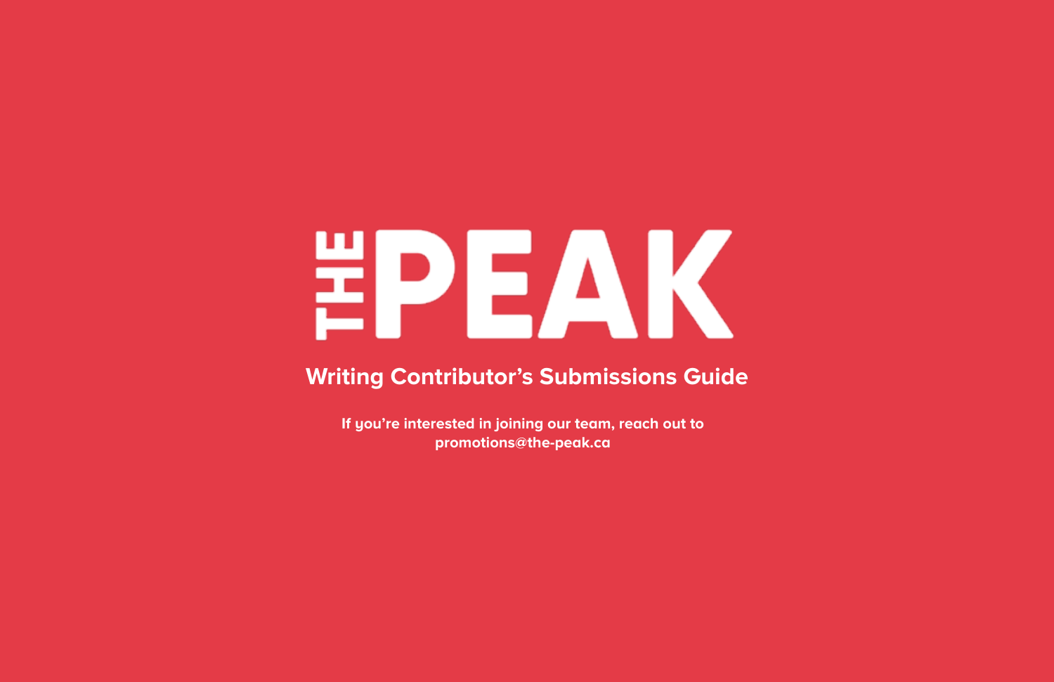# THE PEAK

## Writing Contributor's Submissions Guide

**If you're interested in joining our team, reach out to promotions@the-peak.ca**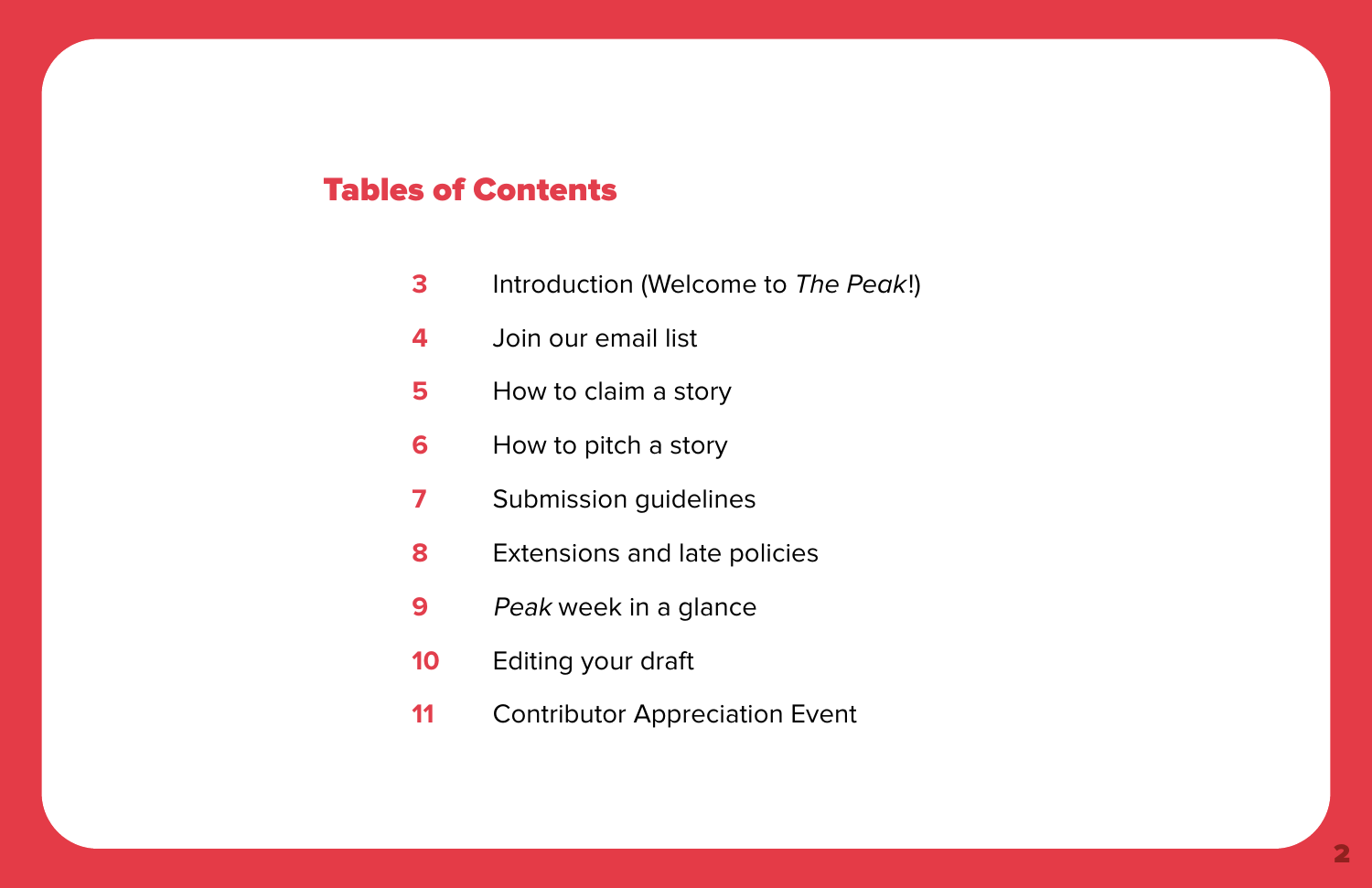## Tables of Contents

| | |
|---|---|
| 3 | Introduction (Welcome to *The Peak*!) |
| 4 | Join our email list |
| 5 | How to claim a story |
| 6 | How to pitch a story |
| 7 | Submission guidelines |
| 8 | Extensions and late policies |
| 9 | *Peak* week in a glance |
| 10 | Editing your draft |
| 11 | Contributor Appreciation Event |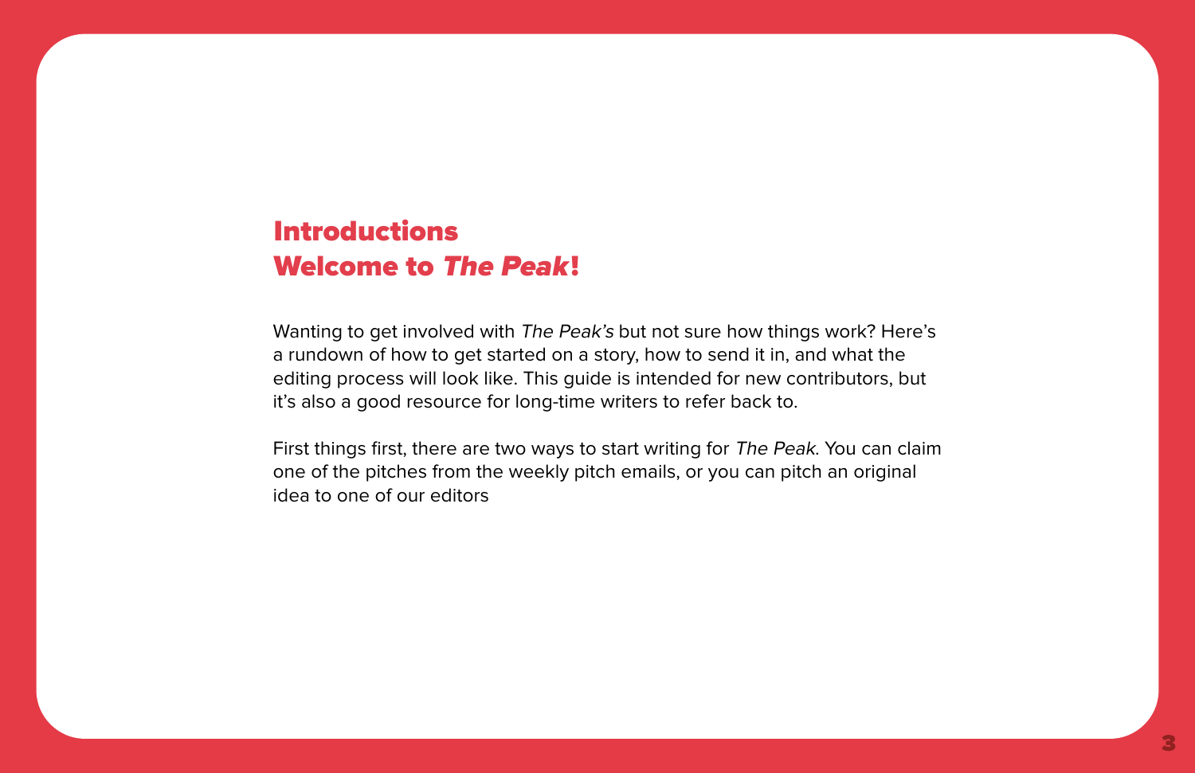## Introductions

## Welcome to *The Peak*!

Wanting to get involved with *The Peak's* but not sure how things work? Here's a rundown of how to get started on a story, how to send it in, and what the editing process will look like. This guide is intended for new contributors, but it's also a good resource for long-time writers to refer back to.

First things first, there are two ways to start writing for *The Peak*. You can claim one of the pitches from the weekly pitch emails, or you can pitch an original idea to one of our editors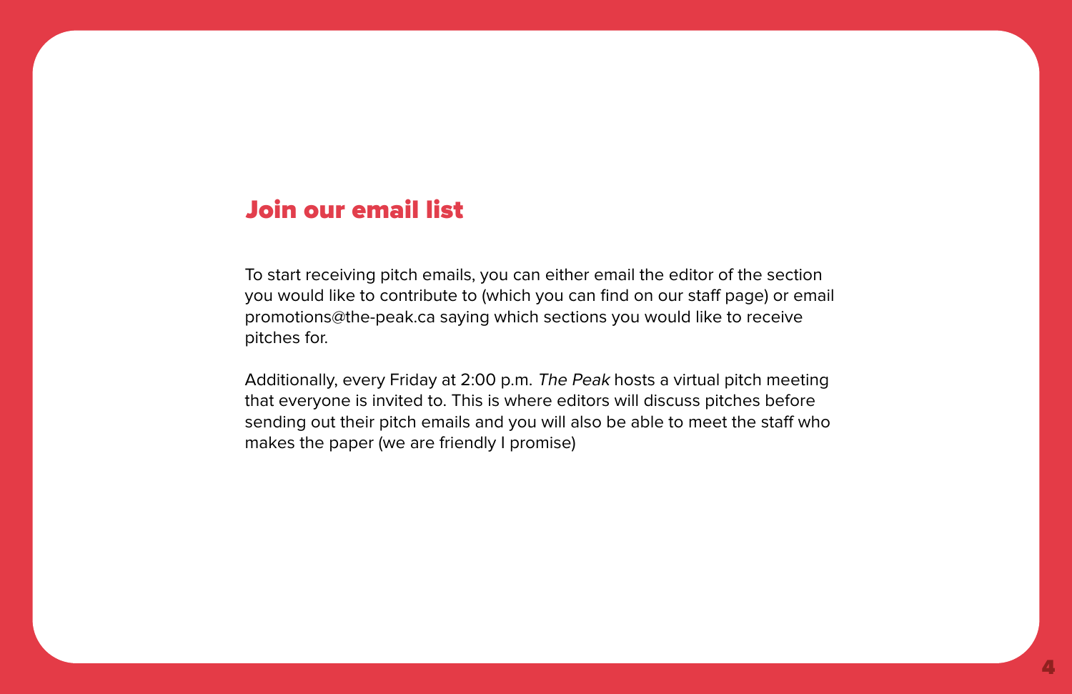## Join our email list

To start receiving pitch emails, you can either email the editor of the section you would like to contribute to (which you can find on our staff page) or email promotions@the-peak.ca saying which sections you would like to receive pitches for.

Additionally, every Friday at 2:00 p.m. *The Peak* hosts a virtual pitch meeting that everyone is invited to. This is where editors will discuss pitches before sending out their pitch emails and you will also be able to meet the staff who makes the paper (we are friendly I promise)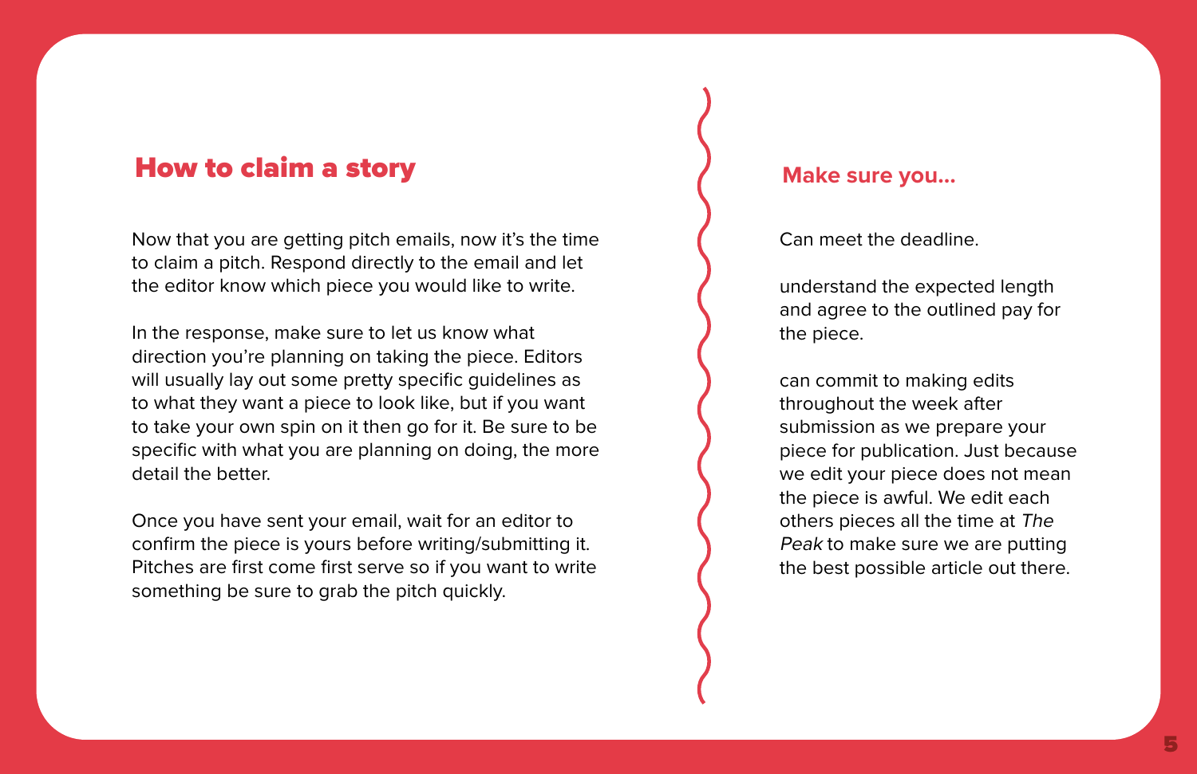## How to claim a story

Now that you are getting pitch emails, now it's the time to claim a pitch. Respond directly to the email and let the editor know which piece you would like to write.

In the response, make sure to let us know what direction you're planning on taking the piece. Editors will usually lay out some pretty specific guidelines as to what they want a piece to look like, but if you want to take your own spin on it then go for it. Be sure to be specific with what you are planning on doing, the more detail the better.

Once you have sent your email, wait for an editor to confirm the piece is yours before writing/submitting it. Pitches are first come first serve so if you want to write something be sure to grab the pitch quickly.

### Make sure you...

Can meet the deadline.

understand the expected length and agree to the outlined pay for the piece.

can commit to making edits throughout the week after submission as we prepare your piece for publication. Just because we edit your piece does not mean the piece is awful. We edit each others pieces all the time at *The Peak* to make sure we are putting the best possible article out there.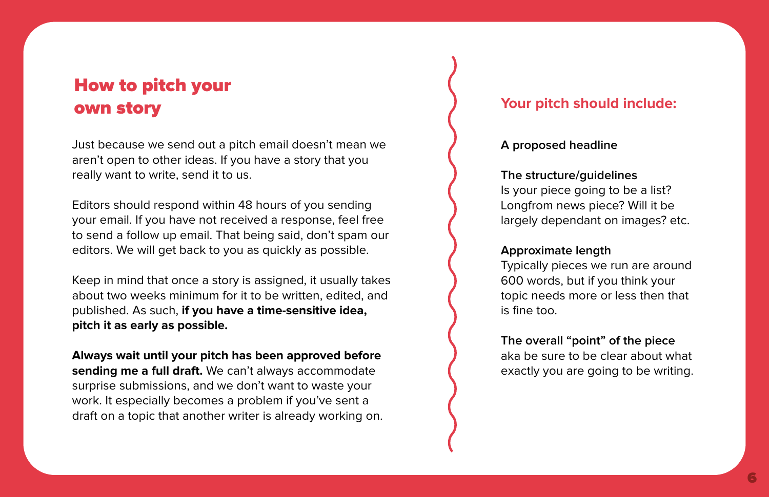## How to pitch your own story

Just because we send out a pitch email doesn't mean we aren't open to other ideas. If you have a story that you really want to write, send it to us.

Editors should respond within 48 hours of you sending your email. If you have not received a response, feel free to send a follow up email. That being said, don't spam our editors. We will get back to you as quickly as possible.

Keep in mind that once a story is assigned, it usually takes about two weeks minimum for it to be written, edited, and published. As such, **if you have a time-sensitive idea, pitch it as early as possible.**

**Always wait until your pitch has been approved before sending me a full draft.** We can't always accommodate surprise submissions, and we don't want to waste your work. It especially becomes a problem if you've sent a draft on a topic that another writer is already working on.

### Your pitch should include:

**A proposed headline**

**The structure/guidelines**
Is your piece going to be a list? Longfrom news piece? Will it be largely dependant on images? etc.

**Approximate length**
Typically pieces we run are around 600 words, but if you think your topic needs more or less then that is fine too.

**The overall "point" of the piece**
aka be sure to be clear about what exactly you are going to be writing.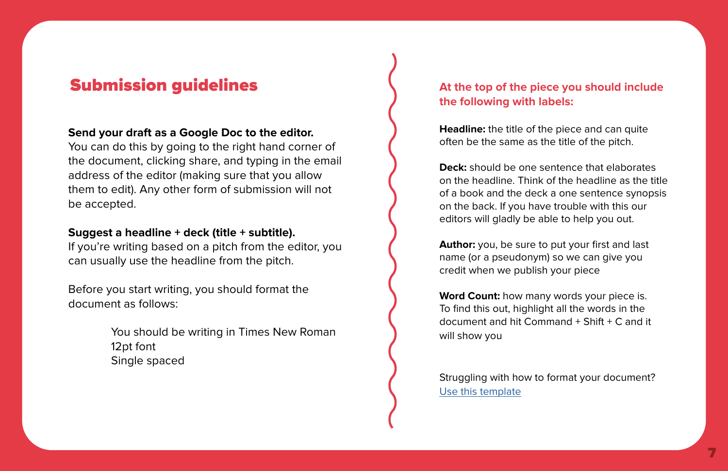## Submission guidelines

**Send your draft as a Google Doc to the editor.**
You can do this by going to the right hand corner of the document, clicking share, and typing in the email address of the editor (making sure that you allow them to edit). Any other form of submission will not be accepted.

**Suggest a headline + deck (title + subtitle).**
If you're writing based on a pitch from the editor, you can usually use the headline from the pitch.

Before you start writing, you should format the document as follows:

> You should be writing in Times New Roman
> 12pt font
> Single spaced

### At the top of the piece you should include the following with labels:

**Headline:** the title of the piece and can quite often be the same as the title of the pitch.

**Deck:** should be one sentence that elaborates on the headline. Think of the headline as the title of a book and the deck a one sentence synopsis on the back. If you have trouble with this our editors will gladly be able to help you out.

**Author:** you, be sure to put your first and last name (or a pseudonym) so we can give you credit when we publish your piece

**Word Count:** how many words your piece is. To find this out, highlight all the words in the document and hit Command + Shift + C and it will show you

Struggling with how to format your document?
Use this template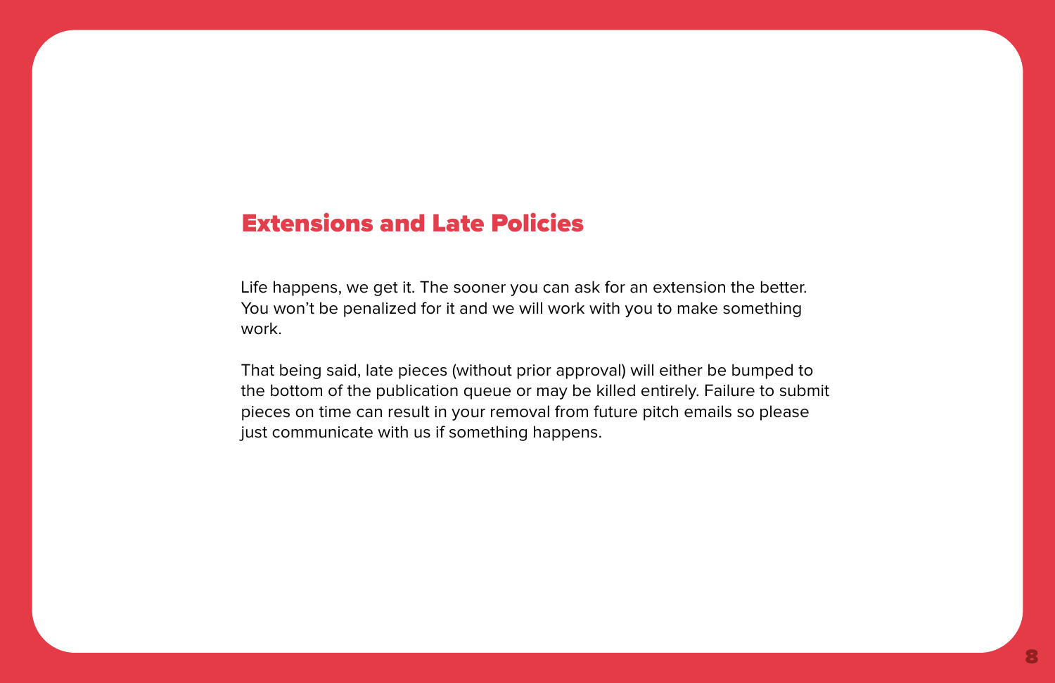## Extensions and Late Policies

Life happens, we get it. The sooner you can ask for an extension the better. You won't be penalized for it and we will work with you to make something work.

That being said, late pieces (without prior approval) will either be bumped to the bottom of the publication queue or may be killed entirely. Failure to submit pieces on time can result in your removal from future pitch emails so please just communicate with us if something happens.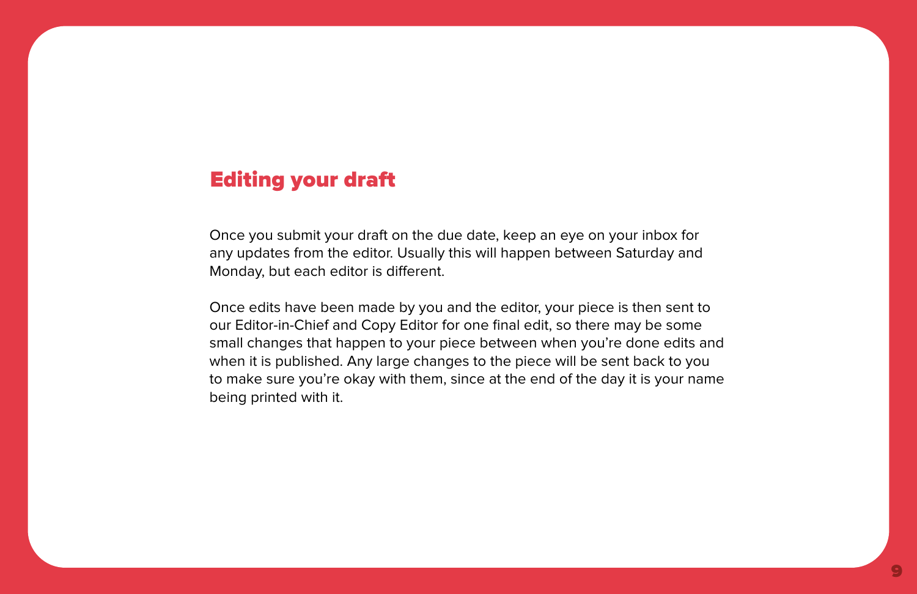## Editing your draft

Once you submit your draft on the due date, keep an eye on your inbox for any updates from the editor. Usually this will happen between Saturday and Monday, but each editor is different.

Once edits have been made by you and the editor, your piece is then sent to our Editor-in-Chief and Copy Editor for one final edit, so there may be some small changes that happen to your piece between when you're done edits and when it is published. Any large changes to the piece will be sent back to you to make sure you're okay with them, since at the end of the day it is your name being printed with it.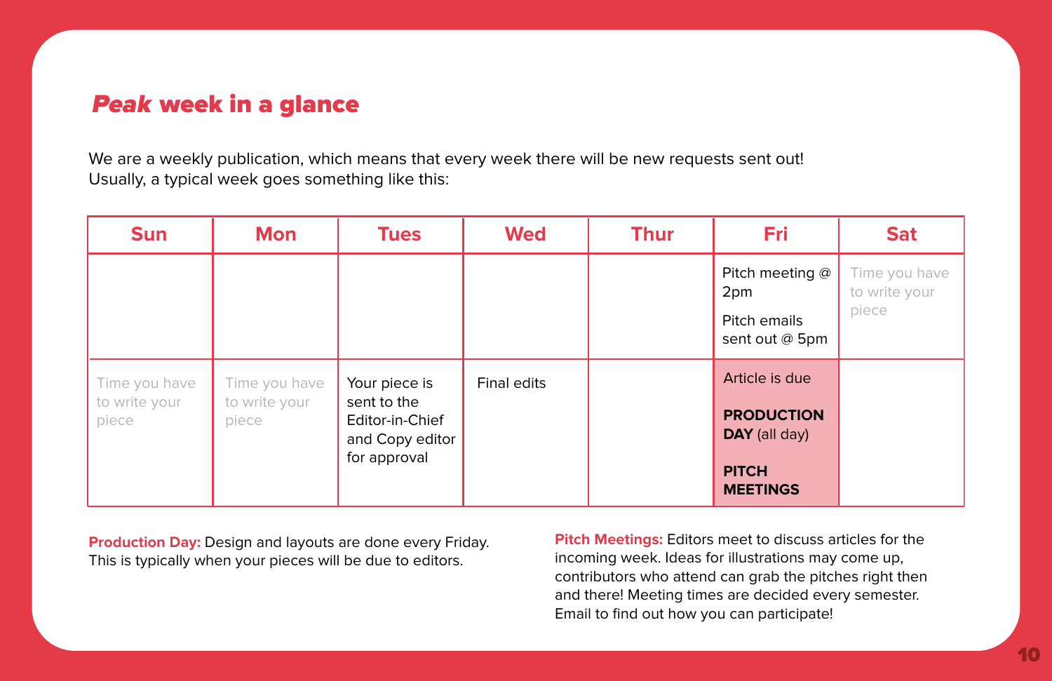## *Peak* week in a glance

We are a weekly publication, which means that every week there will be new requests sent out! Usually, a typical week goes something like this:

| Sun | Mon | Tues | Wed | Thur | Fri | Sat |
|---|---|---|---|---|---|---|
| | | | | | Pitch meeting @ 2pm<br><br>Pitch emails sent out @ 5pm | Time you have to write your piece |
| Time you have to write your piece | Time you have to write your piece | Your piece is sent to the Editor-in-Chief and Copy editor for approval | Final edits | | Article is due<br><br>**PRODUCTION DAY** (all day)<br><br>**PITCH MEETINGS** | |

**Production Day:** Design and layouts are done every Friday. This is typically when your pieces will be due to editors.

**Pitch Meetings:** Editors meet to discuss articles for the incoming week. Ideas for illustrations may come up, contributors who attend can grab the pitches right then and there! Meeting times are decided every semester. Email to find out how you can participate!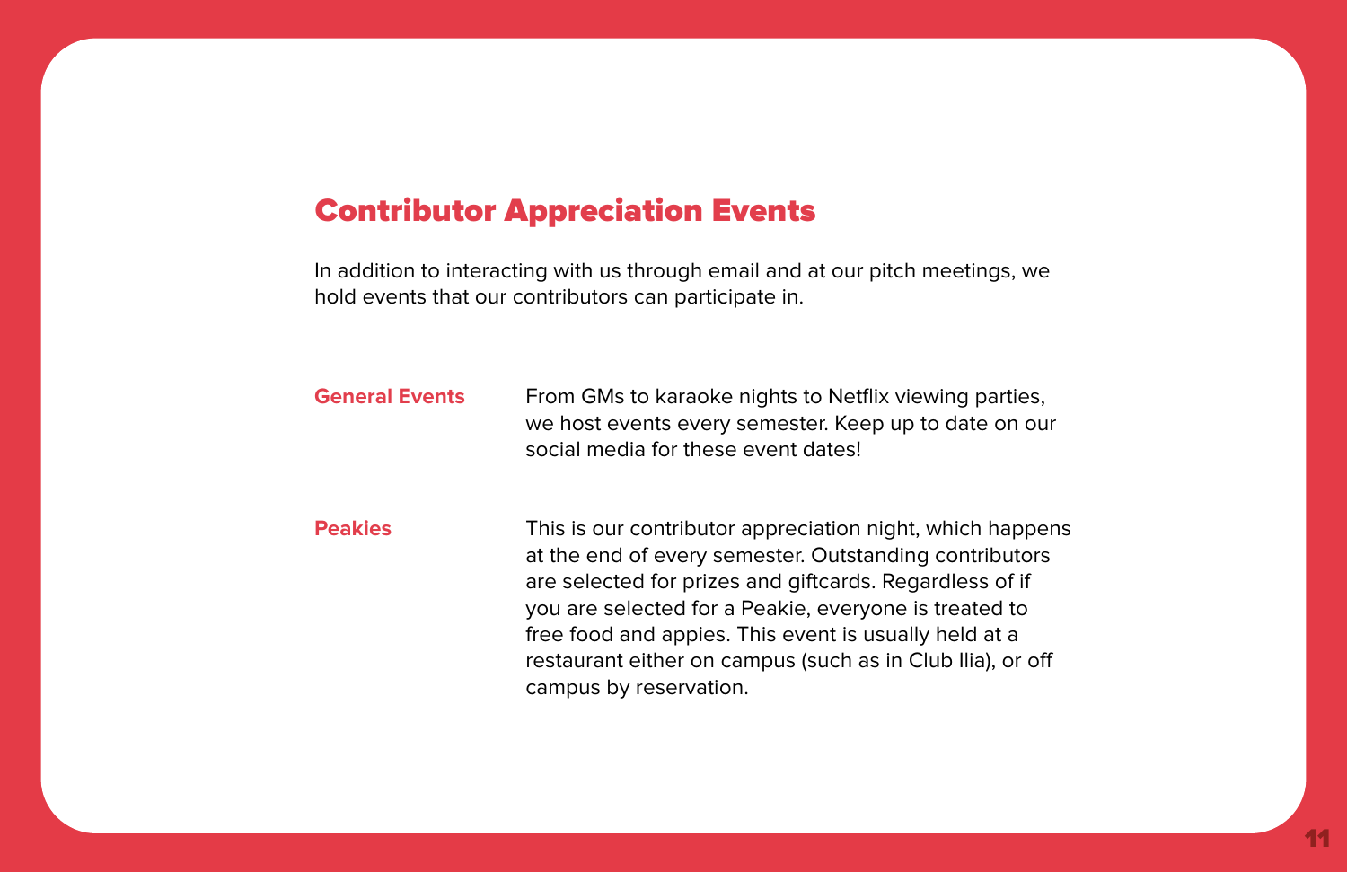## Contributor Appreciation Events

In addition to interacting with us through email and at our pitch meetings, we hold events that our contributors can participate in.

**General Events**

From GMs to karaoke nights to Netflix viewing parties, we host events every semester. Keep up to date on our social media for these event dates!

**Peakies**

This is our contributor appreciation night, which happens at the end of every semester. Outstanding contributors are selected for prizes and giftcards. Regardless of if you are selected for a Peakie, everyone is treated to free food and appies. This event is usually held at a restaurant either on campus (such as in Club Ilia), or off campus by reservation.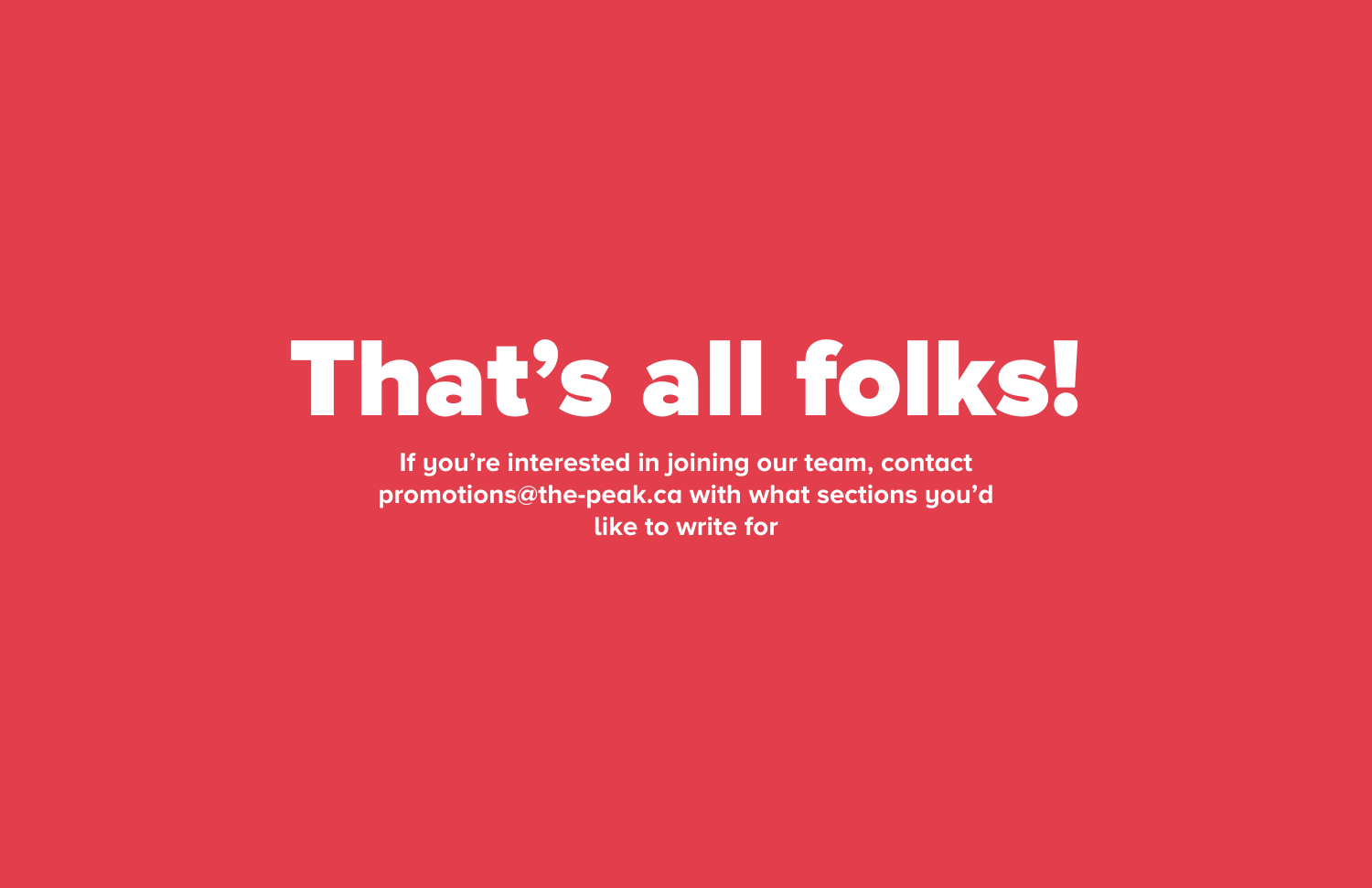# That’s all folks!

**If you’re interested in joining our team, contact promotions@the-peak.ca with what sections you’d like to write for**